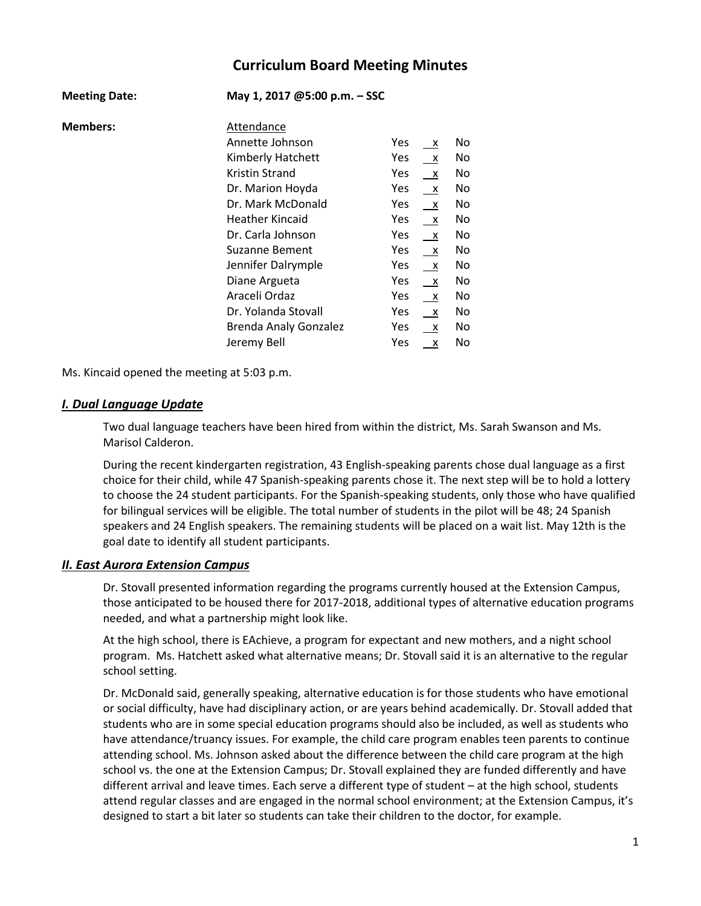# Curriculum Board Meeting Minutes

**Meeting Date:** **May 1, 2017 @5:00 p.m. – SSC**

**Members:**

| Attendance | Yes | | No |
|---|---|---|---|
| Annette Johnson | Yes | x | No |
| Kimberly Hatchett | Yes | x | No |
| Kristin Strand | Yes | x | No |
| Dr. Marion Hoyda | Yes | x | No |
| Dr. Mark McDonald | Yes | x | No |
| Heather Kincaid | Yes | x | No |
| Dr. Carla Johnson | Yes | x | No |
| Suzanne Bement | Yes | x | No |
| Jennifer Dalrymple | Yes | x | No |
| Diane Argueta | Yes | x | No |
| Araceli Ordaz | Yes | x | No |
| Dr. Yolanda Stovall | Yes | x | No |
| Brenda Analy Gonzalez | Yes | x | No |
| Jeremy Bell | Yes | x | No |

Ms. Kincaid opened the meeting at 5:03 p.m.

## *I. Dual Language Update*

Two dual language teachers have been hired from within the district, Ms. Sarah Swanson and Ms. Marisol Calderon.

During the recent kindergarten registration, 43 English-speaking parents chose dual language as a first choice for their child, while 47 Spanish-speaking parents chose it. The next step will be to hold a lottery to choose the 24 student participants. For the Spanish-speaking students, only those who have qualified for bilingual services will be eligible. The total number of students in the pilot will be 48; 24 Spanish speakers and 24 English speakers. The remaining students will be placed on a wait list. May 12th is the goal date to identify all student participants.

## *II. East Aurora Extension Campus*

Dr. Stovall presented information regarding the programs currently housed at the Extension Campus, those anticipated to be housed there for 2017-2018, additional types of alternative education programs needed, and what a partnership might look like.

At the high school, there is EAchieve, a program for expectant and new mothers, and a night school program. Ms. Hatchett asked what alternative means; Dr. Stovall said it is an alternative to the regular school setting.

Dr. McDonald said, generally speaking, alternative education is for those students who have emotional or social difficulty, have had disciplinary action, or are years behind academically. Dr. Stovall added that students who are in some special education programs should also be included, as well as students who have attendance/truancy issues. For example, the child care program enables teen parents to continue attending school. Ms. Johnson asked about the difference between the child care program at the high school vs. the one at the Extension Campus; Dr. Stovall explained they are funded differently and have different arrival and leave times. Each serve a different type of student – at the high school, students attend regular classes and are engaged in the normal school environment; at the Extension Campus, it's designed to start a bit later so students can take their children to the doctor, for example.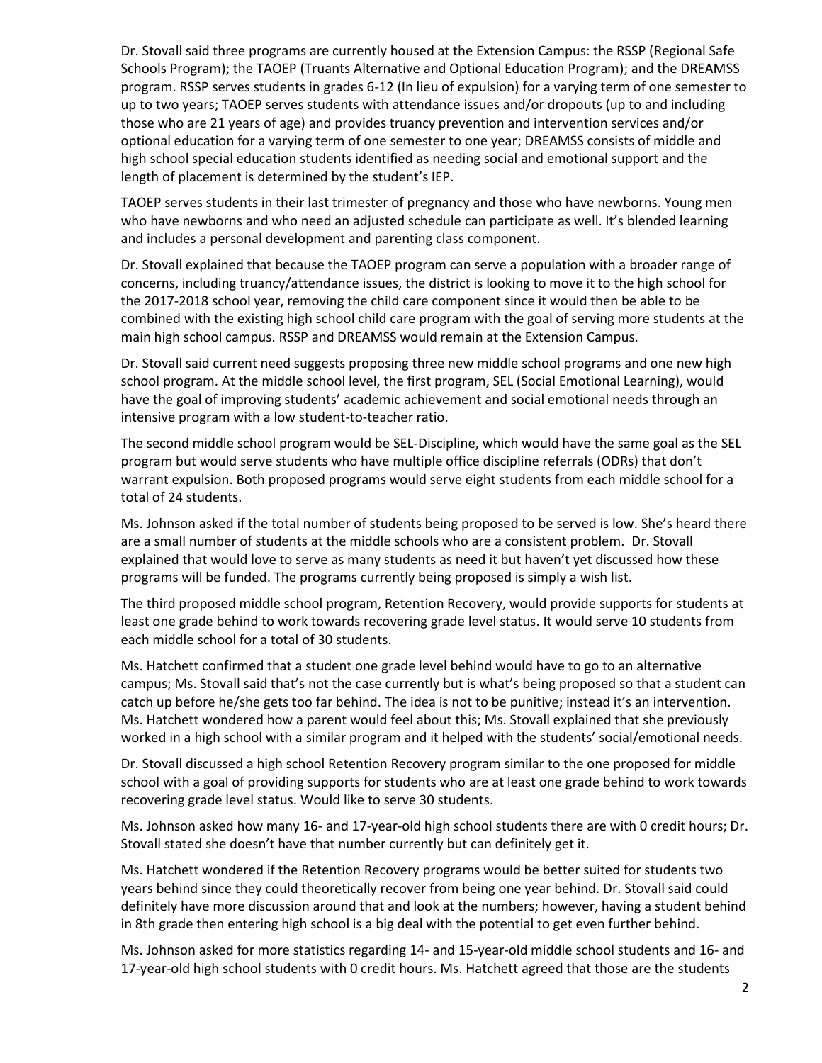Dr. Stovall said three programs are currently housed at the Extension Campus: the RSSP (Regional Safe Schools Program); the TAOEP (Truants Alternative and Optional Education Program); and the DREAMSS program. RSSP serves students in grades 6-12 (In lieu of expulsion) for a varying term of one semester to up to two years; TAOEP serves students with attendance issues and/or dropouts (up to and including those who are 21 years of age) and provides truancy prevention and intervention services and/or optional education for a varying term of one semester to one year; DREAMSS consists of middle and high school special education students identified as needing social and emotional support and the length of placement is determined by the student's IEP.

TAOEP serves students in their last trimester of pregnancy and those who have newborns. Young men who have newborns and who need an adjusted schedule can participate as well. It's blended learning and includes a personal development and parenting class component.

Dr. Stovall explained that because the TAOEP program can serve a population with a broader range of concerns, including truancy/attendance issues, the district is looking to move it to the high school for the 2017-2018 school year, removing the child care component since it would then be able to be combined with the existing high school child care program with the goal of serving more students at the main high school campus. RSSP and DREAMSS would remain at the Extension Campus.

Dr. Stovall said current need suggests proposing three new middle school programs and one new high school program. At the middle school level, the first program, SEL (Social Emotional Learning), would have the goal of improving students' academic achievement and social emotional needs through an intensive program with a low student-to-teacher ratio.

The second middle school program would be SEL-Discipline, which would have the same goal as the SEL program but would serve students who have multiple office discipline referrals (ODRs) that don't warrant expulsion. Both proposed programs would serve eight students from each middle school for a total of 24 students.

Ms. Johnson asked if the total number of students being proposed to be served is low. She's heard there are a small number of students at the middle schools who are a consistent problem. Dr. Stovall explained that would love to serve as many students as need it but haven't yet discussed how these programs will be funded. The programs currently being proposed is simply a wish list.

The third proposed middle school program, Retention Recovery, would provide supports for students at least one grade behind to work towards recovering grade level status. It would serve 10 students from each middle school for a total of 30 students.

Ms. Hatchett confirmed that a student one grade level behind would have to go to an alternative campus; Ms. Stovall said that's not the case currently but is what's being proposed so that a student can catch up before he/she gets too far behind. The idea is not to be punitive; instead it's an intervention. Ms. Hatchett wondered how a parent would feel about this; Ms. Stovall explained that she previously worked in a high school with a similar program and it helped with the students' social/emotional needs.

Dr. Stovall discussed a high school Retention Recovery program similar to the one proposed for middle school with a goal of providing supports for students who are at least one grade behind to work towards recovering grade level status. Would like to serve 30 students.

Ms. Johnson asked how many 16- and 17-year-old high school students there are with 0 credit hours; Dr. Stovall stated she doesn't have that number currently but can definitely get it.

Ms. Hatchett wondered if the Retention Recovery programs would be better suited for students two years behind since they could theoretically recover from being one year behind. Dr. Stovall said could definitely have more discussion around that and look at the numbers; however, having a student behind in 8th grade then entering high school is a big deal with the potential to get even further behind.

Ms. Johnson asked for more statistics regarding 14- and 15-year-old middle school students and 16- and 17-year-old high school students with 0 credit hours. Ms. Hatchett agreed that those are the students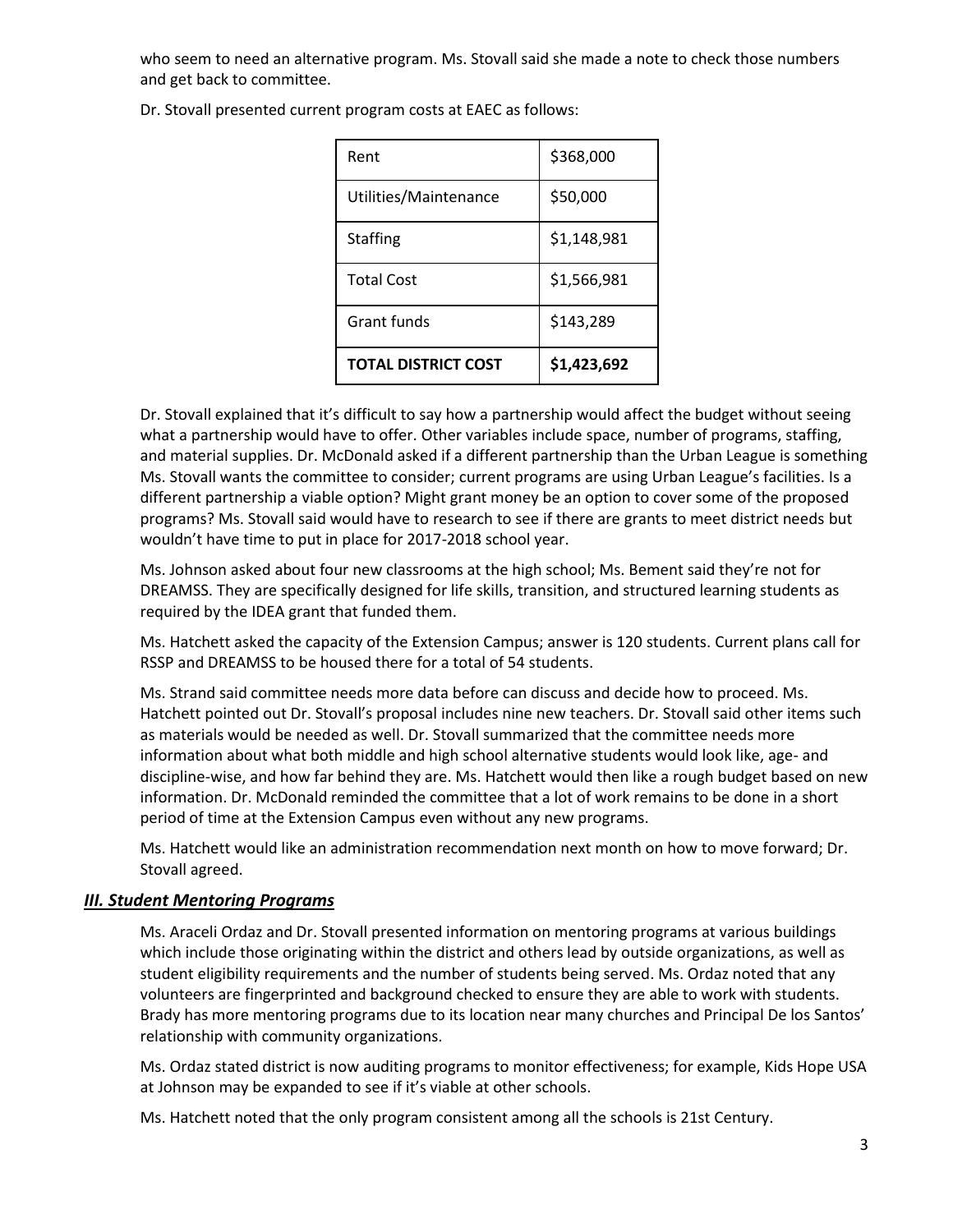who seem to need an alternative program. Ms. Stovall said she made a note to check those numbers and get back to committee.

Dr. Stovall presented current program costs at EAEC as follows:

| Rent | $368,000 |
|---|---|
| Utilities/Maintenance | $50,000 |
| Staffing | $1,148,981 |
| Total Cost | $1,566,981 |
| Grant funds | $143,289 |
| **TOTAL DISTRICT COST** | **$1,423,692** |

Dr. Stovall explained that it's difficult to say how a partnership would affect the budget without seeing what a partnership would have to offer. Other variables include space, number of programs, staffing, and material supplies. Dr. McDonald asked if a different partnership than the Urban League is something Ms. Stovall wants the committee to consider; current programs are using Urban League's facilities. Is a different partnership a viable option? Might grant money be an option to cover some of the proposed programs? Ms. Stovall said would have to research to see if there are grants to meet district needs but wouldn't have time to put in place for 2017-2018 school year.

Ms. Johnson asked about four new classrooms at the high school; Ms. Bement said they're not for DREAMSS. They are specifically designed for life skills, transition, and structured learning students as required by the IDEA grant that funded them.

Ms. Hatchett asked the capacity of the Extension Campus; answer is 120 students. Current plans call for RSSP and DREAMSS to be housed there for a total of 54 students.

Ms. Strand said committee needs more data before can discuss and decide how to proceed. Ms. Hatchett pointed out Dr. Stovall's proposal includes nine new teachers. Dr. Stovall said other items such as materials would be needed as well. Dr. Stovall summarized that the committee needs more information about what both middle and high school alternative students would look like, age- and discipline-wise, and how far behind they are. Ms. Hatchett would then like a rough budget based on new information. Dr. McDonald reminded the committee that a lot of work remains to be done in a short period of time at the Extension Campus even without any new programs.

Ms. Hatchett would like an administration recommendation next month on how to move forward; Dr. Stovall agreed.

### ***III. Student Mentoring Programs***

Ms. Araceli Ordaz and Dr. Stovall presented information on mentoring programs at various buildings which include those originating within the district and others lead by outside organizations, as well as student eligibility requirements and the number of students being served. Ms. Ordaz noted that any volunteers are fingerprinted and background checked to ensure they are able to work with students. Brady has more mentoring programs due to its location near many churches and Principal De los Santos' relationship with community organizations.

Ms. Ordaz stated district is now auditing programs to monitor effectiveness; for example, Kids Hope USA at Johnson may be expanded to see if it's viable at other schools.

Ms. Hatchett noted that the only program consistent among all the schools is 21st Century.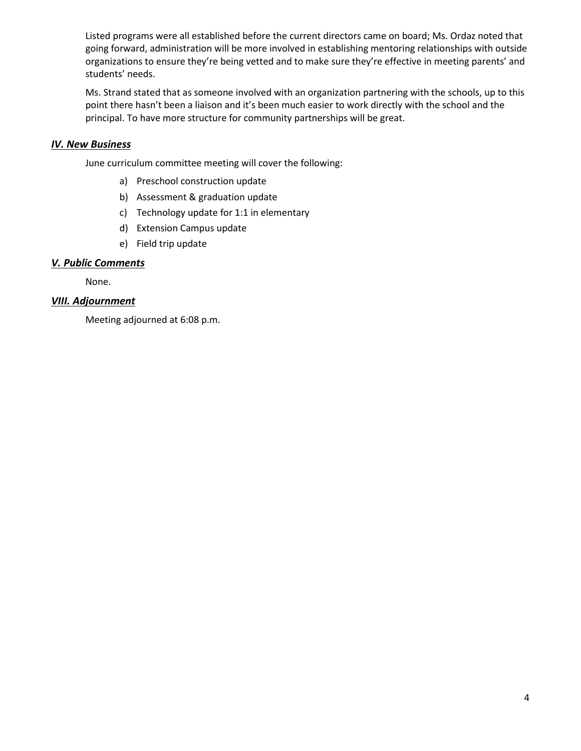Listed programs were all established before the current directors came on board; Ms. Ordaz noted that going forward, administration will be more involved in establishing mentoring relationships with outside organizations to ensure they're being vetted and to make sure they're effective in meeting parents' and students' needs.

Ms. Strand stated that as someone involved with an organization partnering with the schools, up to this point there hasn't been a liaison and it's been much easier to work directly with the school and the principal. To have more structure for community partnerships will be great.

### ***IV. New Business***

June curriculum committee meeting will cover the following:

a) Preschool construction update
b) Assessment & graduation update
c) Technology update for 1:1 in elementary
d) Extension Campus update
e) Field trip update

### ***V. Public Comments***

None.

### ***VIII. Adjournment***

Meeting adjourned at 6:08 p.m.